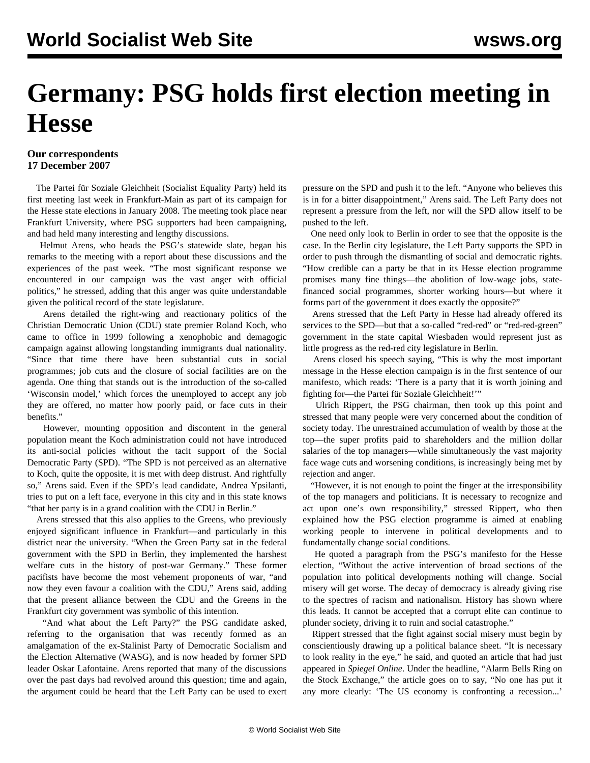# Germany: PSG holds first election meeting in Hesse

**Our correspondents**
**17 December 2007**

The Partei für Soziale Gleichheit (Socialist Equality Party) held its first meeting last week in Frankfurt-Main as part of its campaign for the Hesse state elections in January 2008. The meeting took place near Frankfurt University, where PSG supporters had been campaigning, and had held many interesting and lengthy discussions.

Helmut Arens, who heads the PSG's statewide slate, began his remarks to the meeting with a report about these discussions and the experiences of the past week. "The most significant response we encountered in our campaign was the vast anger with official politics," he stressed, adding that this anger was quite understandable given the political record of the state legislature.

Arens detailed the right-wing and reactionary politics of the Christian Democratic Union (CDU) state premier Roland Koch, who came to office in 1999 following a xenophobic and demagogic campaign against allowing longstanding immigrants dual nationality. "Since that time there have been substantial cuts in social programmes; job cuts and the closure of social facilities are on the agenda. One thing that stands out is the introduction of the so-called 'Wisconsin model,' which forces the unemployed to accept any job they are offered, no matter how poorly paid, or face cuts in their benefits."

However, mounting opposition and discontent in the general population meant the Koch administration could not have introduced its anti-social policies without the tacit support of the Social Democratic Party (SPD). "The SPD is not perceived as an alternative to Koch, quite the opposite, it is met with deep distrust. And rightfully so," Arens said. Even if the SPD's lead candidate, Andrea Ypsilanti, tries to put on a left face, everyone in this city and in this state knows "that her party is in a grand coalition with the CDU in Berlin."

Arens stressed that this also applies to the Greens, who previously enjoyed significant influence in Frankfurt—and particularly in this district near the university. "When the Green Party sat in the federal government with the SPD in Berlin, they implemented the harshest welfare cuts in the history of post-war Germany." These former pacifists have become the most vehement proponents of war, "and now they even favour a coalition with the CDU," Arens said, adding that the present alliance between the CDU and the Greens in the Frankfurt city government was symbolic of this intention.

"And what about the Left Party?" the PSG candidate asked, referring to the organisation that was recently formed as an amalgamation of the ex-Stalinist Party of Democratic Socialism and the Election Alternative (WASG), and is now headed by former SPD leader Oskar Lafontaine. Arens reported that many of the discussions over the past days had revolved around this question; time and again, the argument could be heard that the Left Party can be used to exert pressure on the SPD and push it to the left. "Anyone who believes this is in for a bitter disappointment," Arens said. The Left Party does not represent a pressure from the left, nor will the SPD allow itself to be pushed to the left.

One need only look to Berlin in order to see that the opposite is the case. In the Berlin city legislature, the Left Party supports the SPD in order to push through the dismantling of social and democratic rights. "How credible can a party be that in its Hesse election programme promises many fine things—the abolition of low-wage jobs, state-financed social programmes, shorter working hours—but where it forms part of the government it does exactly the opposite?"

Arens stressed that the Left Party in Hesse had already offered its services to the SPD—but that a so-called "red-red" or "red-red-green" government in the state capital Wiesbaden would represent just as little progress as the red-red city legislature in Berlin.

Arens closed his speech saying, "This is why the most important message in the Hesse election campaign is in the first sentence of our manifesto, which reads: 'There is a party that it is worth joining and fighting for—the Partei für Soziale Gleichheit!'"

Ulrich Rippert, the PSG chairman, then took up this point and stressed that many people were very concerned about the condition of society today. The unrestrained accumulation of wealth by those at the top—the super profits paid to shareholders and the million dollar salaries of the top managers—while simultaneously the vast majority face wage cuts and worsening conditions, is increasingly being met by rejection and anger.

"However, it is not enough to point the finger at the irresponsibility of the top managers and politicians. It is necessary to recognize and act upon one's own responsibility," stressed Rippert, who then explained how the PSG election programme is aimed at enabling working people to intervene in political developments and to fundamentally change social conditions.

He quoted a paragraph from the PSG's manifesto for the Hesse election, "Without the active intervention of broad sections of the population into political developments nothing will change. Social misery will get worse. The decay of democracy is already giving rise to the spectres of racism and nationalism. History has shown where this leads. It cannot be accepted that a corrupt elite can continue to plunder society, driving it to ruin and social catastrophe."

Rippert stressed that the fight against social misery must begin by conscientiously drawing up a political balance sheet. "It is necessary to look reality in the eye," he said, and quoted an article that had just appeared in *Spiegel Online*. Under the headline, "Alarm Bells Ring on the Stock Exchange," the article goes on to say, "No one has put it any more clearly: 'The US economy is confronting a recession...'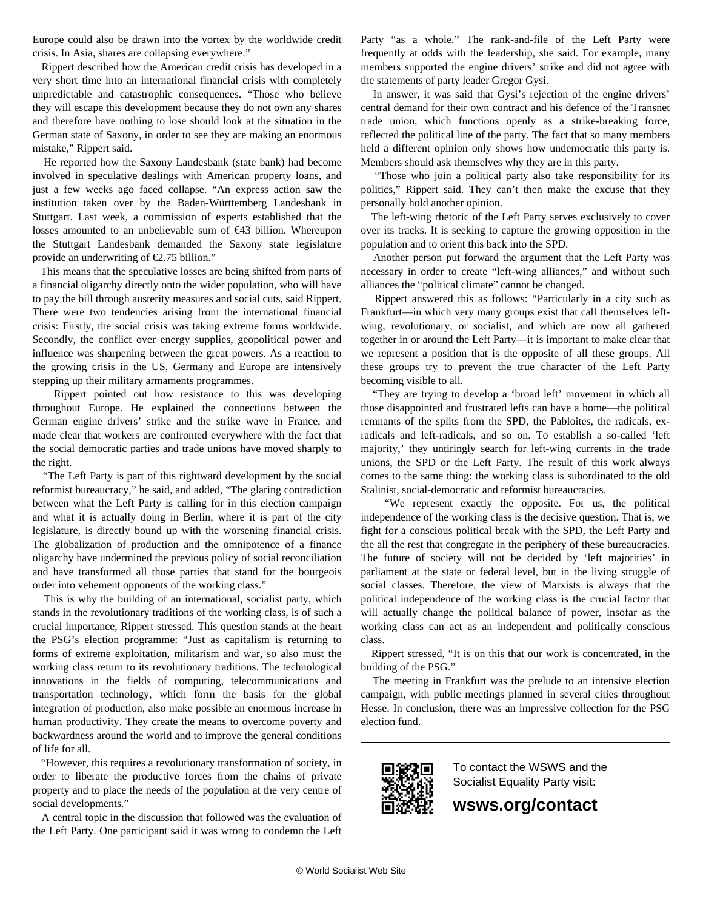Europe could also be drawn into the vortex by the worldwide credit crisis. In Asia, shares are collapsing everywhere."

Rippert described how the American credit crisis has developed in a very short time into an international financial crisis with completely unpredictable and catastrophic consequences. "Those who believe they will escape this development because they do not own any shares and therefore have nothing to lose should look at the situation in the German state of Saxony, in order to see they are making an enormous mistake," Rippert said.

He reported how the Saxony Landesbank (state bank) had become involved in speculative dealings with American property loans, and just a few weeks ago faced collapse. "An express action saw the institution taken over by the Baden-Württemberg Landesbank in Stuttgart. Last week, a commission of experts established that the losses amounted to an unbelievable sum of €43 billion. Whereupon the Stuttgart Landesbank demanded the Saxony state legislature provide an underwriting of €2.75 billion."

This means that the speculative losses are being shifted from parts of a financial oligarchy directly onto the wider population, who will have to pay the bill through austerity measures and social cuts, said Rippert. There were two tendencies arising from the international financial crisis: Firstly, the social crisis was taking extreme forms worldwide. Secondly, the conflict over energy supplies, geopolitical power and influence was sharpening between the great powers. As a reaction to the growing crisis in the US, Germany and Europe are intensively stepping up their military armaments programmes.

Rippert pointed out how resistance to this was developing throughout Europe. He explained the connections between the German engine drivers' strike and the strike wave in France, and made clear that workers are confronted everywhere with the fact that the social democratic parties and trade unions have moved sharply to the right.

"The Left Party is part of this rightward development by the social reformist bureaucracy," he said, and added, "The glaring contradiction between what the Left Party is calling for in this election campaign and what it is actually doing in Berlin, where it is part of the city legislature, is directly bound up with the worsening financial crisis. The globalization of production and the omnipotence of a finance oligarchy have undermined the previous policy of social reconciliation and have transformed all those parties that stand for the bourgeois order into vehement opponents of the working class."

This is why the building of an international, socialist party, which stands in the revolutionary traditions of the working class, is of such a crucial importance, Rippert stressed. This question stands at the heart the PSG's election programme: "Just as capitalism is returning to forms of extreme exploitation, militarism and war, so also must the working class return to its revolutionary traditions. The technological innovations in the fields of computing, telecommunications and transportation technology, which form the basis for the global integration of production, also make possible an enormous increase in human productivity. They create the means to overcome poverty and backwardness around the world and to improve the general conditions of life for all.

"However, this requires a revolutionary transformation of society, in order to liberate the productive forces from the chains of private property and to place the needs of the population at the very centre of social developments."

A central topic in the discussion that followed was the evaluation of the Left Party. One participant said it was wrong to condemn the Left Party "as a whole." The rank-and-file of the Left Party were frequently at odds with the leadership, she said. For example, many members supported the engine drivers' strike and did not agree with the statements of party leader Gregor Gysi.

In answer, it was said that Gysi's rejection of the engine drivers' central demand for their own contract and his defence of the Transnet trade union, which functions openly as a strike-breaking force, reflected the political line of the party. The fact that so many members held a different opinion only shows how undemocratic this party is. Members should ask themselves why they are in this party.

"Those who join a political party also take responsibility for its politics," Rippert said. They can't then make the excuse that they personally hold another opinion.

The left-wing rhetoric of the Left Party serves exclusively to cover over its tracks. It is seeking to capture the growing opposition in the population and to orient this back into the SPD.

Another person put forward the argument that the Left Party was necessary in order to create "left-wing alliances," and without such alliances the "political climate" cannot be changed.

Rippert answered this as follows: "Particularly in a city such as Frankfurt—in which very many groups exist that call themselves left-wing, revolutionary, or socialist, and which are now all gathered together in or around the Left Party—it is important to make clear that we represent a position that is the opposite of all these groups. All these groups try to prevent the true character of the Left Party becoming visible to all.

"They are trying to develop a 'broad left' movement in which all those disappointed and frustrated lefts can have a home—the political remnants of the splits from the SPD, the Pabloites, the radicals, ex-radicals and left-radicals, and so on. To establish a so-called 'left majority,' they untiringly search for left-wing currents in the trade unions, the SPD or the Left Party. The result of this work always comes to the same thing: the working class is subordinated to the old Stalinist, social-democratic and reformist bureaucracies.

"We represent exactly the opposite. For us, the political independence of the working class is the decisive question. That is, we fight for a conscious political break with the SPD, the Left Party and the all the rest that congregate in the periphery of these bureaucracies. The future of society will not be decided by 'left majorities' in parliament at the state or federal level, but in the living struggle of social classes. Therefore, the view of Marxists is always that the political independence of the working class is the crucial factor that will actually change the political balance of power, insofar as the working class can act as an independent and politically conscious class.

Rippert stressed, "It is on this that our work is concentrated, in the building of the PSG."

The meeting in Frankfurt was the prelude to an intensive election campaign, with public meetings planned in several cities throughout Hesse. In conclusion, there was an impressive collection for the PSG election fund.

To contact the WSWS and the Socialist Equality Party visit:

**wsws.org/contact**